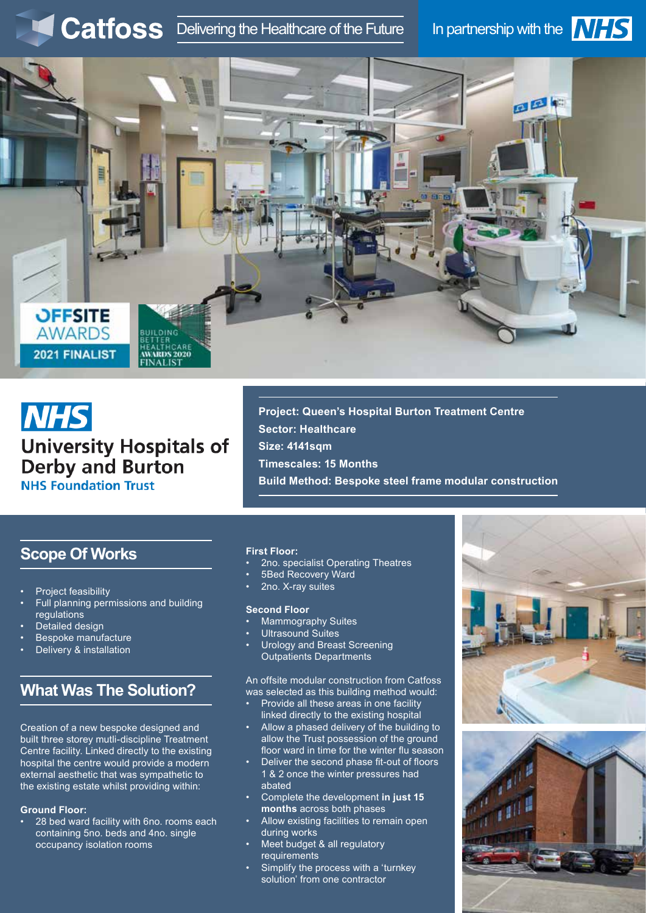# Catfoss

Delivering the Healthcare of the Future

In partnership with the NHS

OFFSITE AWARDS 2021 FINALIST

BUILDING BETTER HEALTHCARE AWARDS 2020 FINALIST

NHS

University Hospitals of Derby and Burton
NHS Foundation Trust

**Project: Queen's Hospital Burton Treatment Centre**
**Sector: Healthcare**
**Size: 4141sqm**
**Timescales: 15 Months**
**Build Method: Bespoke steel frame modular construction**

## Scope Of Works

- Project feasibility
- Full planning permissions and building regulations
- Detailed design
- Bespoke manufacture
- Delivery & installation

## What Was The Solution?

Creation of a new bespoke designed and built three storey mutli-discipline Treatment Centre facility. Linked directly to the existing hospital the centre would provide a modern external aesthetic that was sympathetic to the existing estate whilst providing within:

**Ground Floor:**

- 28 bed ward facility with 6no. rooms each containing 5no. beds and 4no. single occupancy isolation rooms

**First Floor:**

- 2no. specialist Operating Theatres
- 5Bed Recovery Ward
- 2no. X-ray suites

**Second Floor**

- Mammography Suites
- Ultrasound Suites
- Urology and Breast Screening Outpatients Departments

An offsite modular construction from Catfoss was selected as this building method would:

- Provide all these areas in one facility linked directly to the existing hospital
- Allow a phased delivery of the building to allow the Trust possession of the ground floor ward in time for the winter flu season
- Deliver the second phase fit-out of floors 1 & 2 once the winter pressures had abated
- Complete the development **in just 15 months** across both phases
- Allow existing facilities to remain open during works
- Meet budget & all regulatory requirements
- Simplify the process with a 'turnkey solution' from one contractor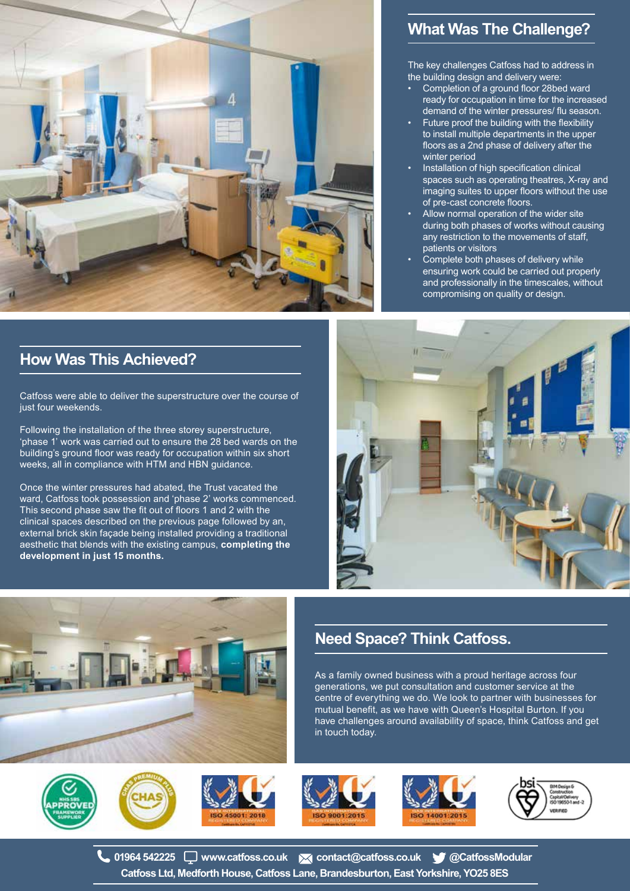## What Was The Challenge?

The key challenges Catfoss had to address in the building design and delivery were:

- Completion of a ground floor 28bed ward ready for occupation in time for the increased demand of the winter pressures/ flu season.
- Future proof the building with the flexibility to install multiple departments in the upper floors as a 2nd phase of delivery after the winter period
- Installation of high specification clinical spaces such as operating theatres, X-ray and imaging suites to upper floors without the use of pre-cast concrete floors.
- Allow normal operation of the wider site during both phases of works without causing any restriction to the movements of staff, patients or visitors
- Complete both phases of delivery while ensuring work could be carried out properly and professionally in the timescales, without compromising on quality or design.

## How Was This Achieved?

Catfoss were able to deliver the superstructure over the course of just four weekends.

Following the installation of the three storey superstructure, 'phase 1' work was carried out to ensure the 28 bed wards on the building's ground floor was ready for occupation within six short weeks, all in compliance with HTM and HBN guidance.

Once the winter pressures had abated, the Trust vacated the ward, Catfoss took possession and 'phase 2' works commenced. This second phase saw the fit out of floors 1 and 2 with the clinical spaces described on the previous page followed by an, external brick skin façade being installed providing a traditional aesthetic that blends with the existing campus, **completing the development in just 15 months.**

## Need Space? Think Catfoss.

As a family owned business with a proud heritage across four generations, we put consultation and customer service at the centre of everything we do. We look to partner with businesses for mutual benefit, as we have with Queen's Hospital Burton. If you have challenges around availability of space, think Catfoss and get in touch today.

NHS SBS APPROVED FRAMEWORK SUPPLIER | CHAS PREMIUM PLUS | ISO 45001:2018 | ISO 9001:2015 | ISO 14001:2015 | bsi BIM Design & Construction Capital/Delivery ISO 19650-1 and -2 VERIFIED

01964 542225 | www.catfoss.co.uk | contact@catfoss.co.uk | @CatfossModular

Catfoss Ltd, Medforth House, Catfoss Lane, Brandesburton, East Yorkshire, YO25 8ES